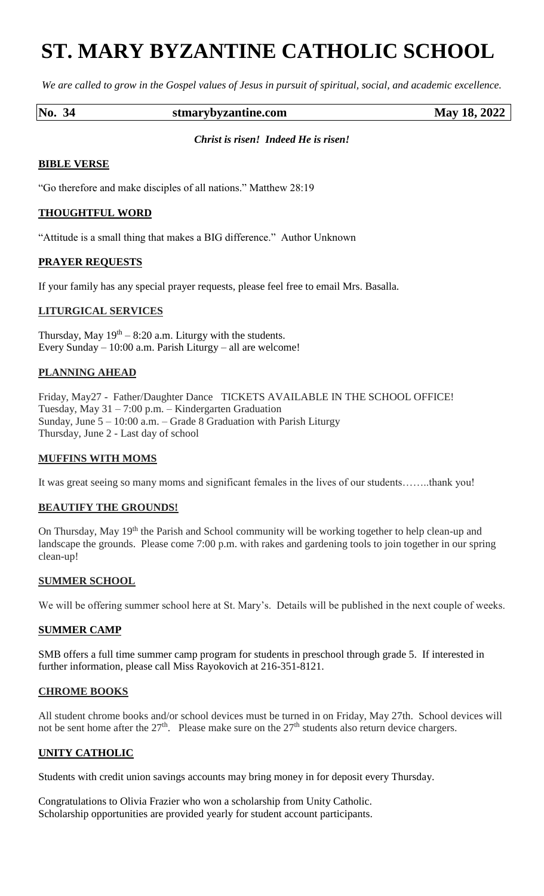# ST. MARY BYZANTINE CATHOLIC SCHOOL

*We are called to grow in the Gospel values of Jesus in pursuit of spiritual, social, and academic excellence.*

**No. 34 stmarybyzantine.com May 18, 2022**

***Christ is risen! Indeed He is risen!***

## BIBLE VERSE

"Go therefore and make disciples of all nations." Matthew 28:19

## THOUGHTFUL WORD

"Attitude is a small thing that makes a BIG difference." Author Unknown

## PRAYER REQUESTS

If your family has any special prayer requests, please feel free to email Mrs. Basalla.

## LITURGICAL SERVICES

Thursday, May 19th – 8:20 a.m. Liturgy with the students.
Every Sunday – 10:00 a.m. Parish Liturgy – all are welcome!

## PLANNING AHEAD

Friday, May27 - Father/Daughter Dance TICKETS AVAILABLE IN THE SCHOOL OFFICE!
Tuesday, May 31 – 7:00 p.m. – Kindergarten Graduation
Sunday, June 5 – 10:00 a.m. – Grade 8 Graduation with Parish Liturgy
Thursday, June 2 - Last day of school

## MUFFINS WITH MOMS

It was great seeing so many moms and significant females in the lives of our students……..thank you!

## BEAUTIFY THE GROUNDS!

On Thursday, May 19th the Parish and School community will be working together to help clean-up and landscape the grounds. Please come 7:00 p.m. with rakes and gardening tools to join together in our spring clean-up!

## SUMMER SCHOOL

We will be offering summer school here at St. Mary's. Details will be published in the next couple of weeks.

## SUMMER CAMP

SMB offers a full time summer camp program for students in preschool through grade 5. If interested in further information, please call Miss Rayokovich at 216-351-8121.

## CHROME BOOKS

All student chrome books and/or school devices must be turned in on Friday, May 27th. School devices will not be sent home after the 27th. Please make sure on the 27th students also return device chargers.

## UNITY CATHOLIC

Students with credit union savings accounts may bring money in for deposit every Thursday.

Congratulations to Olivia Frazier who won a scholarship from Unity Catholic.
Scholarship opportunities are provided yearly for student account participants.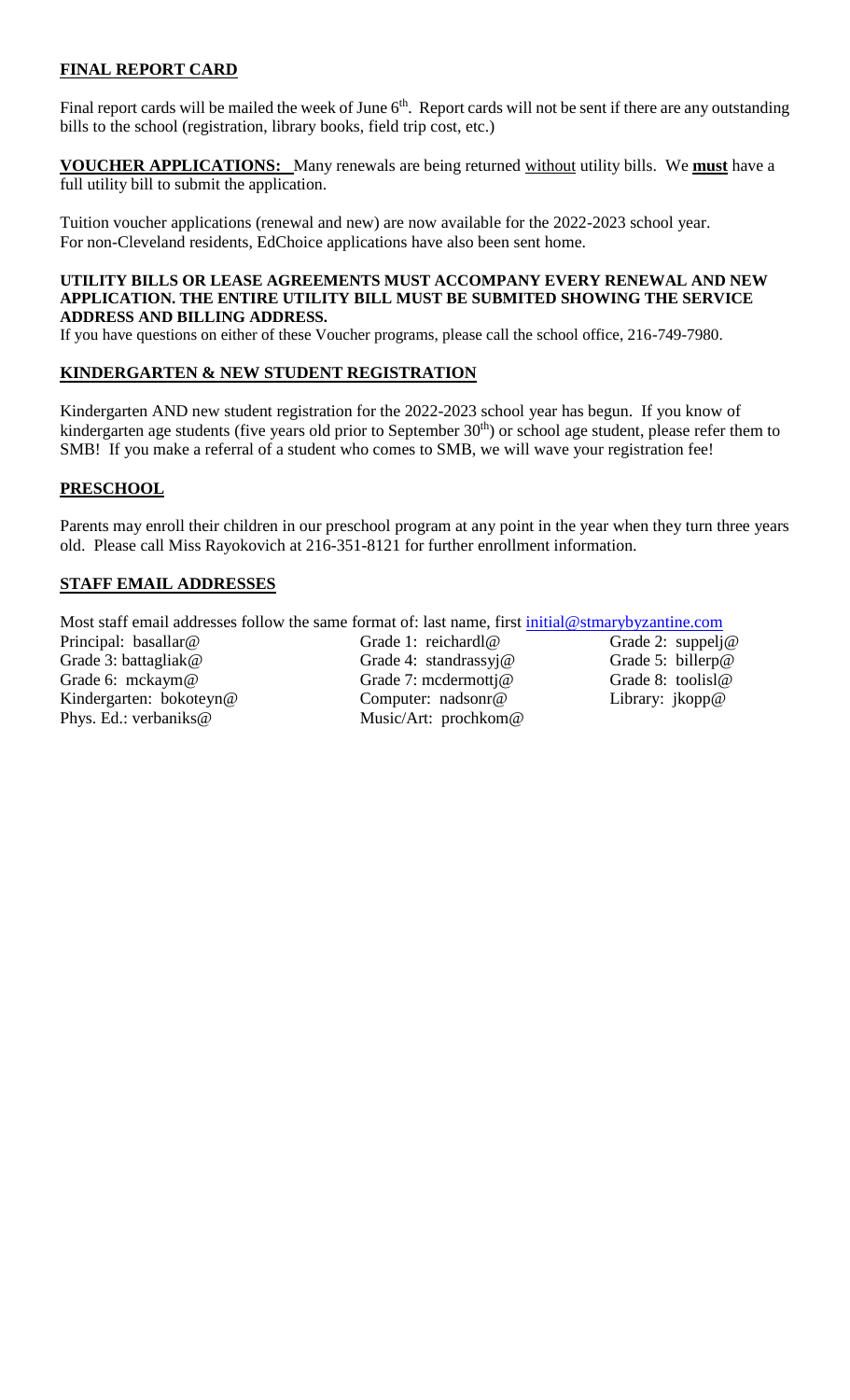## FINAL REPORT CARD

Final report cards will be mailed the week of June 6th. Report cards will not be sent if there are any outstanding bills to the school (registration, library books, field trip cost, etc.)

**VOUCHER APPLICATIONS:** Many renewals are being returned without utility bills. We **must** have a full utility bill to submit the application.

Tuition voucher applications (renewal and new) are now available for the 2022-2023 school year. For non-Cleveland residents, EdChoice applications have also been sent home.

**UTILITY BILLS OR LEASE AGREEMENTS MUST ACCOMPANY EVERY RENEWAL AND NEW APPLICATION. THE ENTIRE UTILITY BILL MUST BE SUBMITED SHOWING THE SERVICE ADDRESS AND BILLING ADDRESS.**

If you have questions on either of these Voucher programs, please call the school office, 216-749-7980.

## KINDERGARTEN & NEW STUDENT REGISTRATION

Kindergarten AND new student registration for the 2022-2023 school year has begun. If you know of kindergarten age students (five years old prior to September 30th) or school age student, please refer them to SMB! If you make a referral of a student who comes to SMB, we will wave your registration fee!

## PRESCHOOL

Parents may enroll their children in our preschool program at any point in the year when they turn three years old. Please call Miss Rayokovich at 216-351-8121 for further enrollment information.

## STAFF EMAIL ADDRESSES

Most staff email addresses follow the same format of: last name, first initial@stmarybyzantine.com

| | | |
|---|---|---|
| Principal: basallar@ | Grade 1: reichardl@ | Grade 2: suppelj@ |
| Grade 3: battagliak@ | Grade 4: standrassyj@ | Grade 5: billerp@ |
| Grade 6: mckaym@ | Grade 7: mcdermottj@ | Grade 8: toolisl@ |
| Kindergarten: bokoteyn@ | Computer: nadsonr@ | Library: jkopp@ |
| Phys. Ed.: verbaniks@ | Music/Art: prochkom@ | |